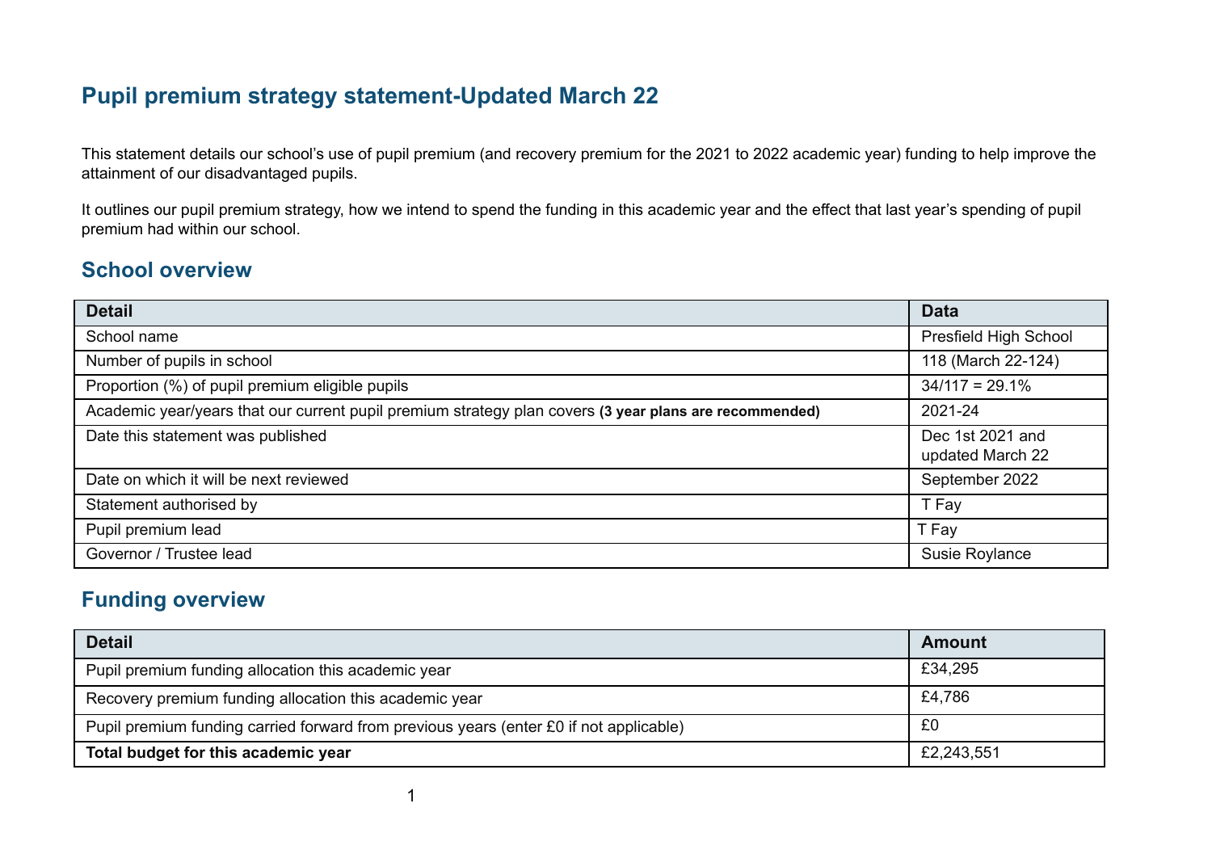# Pupil premium strategy statement-Updated March 22

This statement details our school's use of pupil premium (and recovery premium for the 2021 to 2022 academic year) funding to help improve the attainment of our disadvantaged pupils.

It outlines our pupil premium strategy, how we intend to spend the funding in this academic year and the effect that last year's spending of pupil premium had within our school.

## School overview

| Detail | Data |
| --- | --- |
| School name | Presfield High School |
| Number of pupils in school | 118 (March 22-124) |
| Proportion (%) of pupil premium eligible pupils | 34/117 = 29.1% |
| Academic year/years that our current pupil premium strategy plan covers **(3 year plans are recommended)** | 2021-24 |
| Date this statement was published | Dec 1st 2021 and updated March 22 |
| Date on which it will be next reviewed | September 2022 |
| Statement authorised by | T Fay |
| Pupil premium lead | T Fay |
| Governor / Trustee lead | Susie Roylance |

## Funding overview

| Detail | Amount |
| --- | --- |
| Pupil premium funding allocation this academic year | £34,295 |
| Recovery premium funding allocation this academic year | £4,786 |
| Pupil premium funding carried forward from previous years (enter £0 if not applicable) | £0 |
| **Total budget for this academic year** | £2,243,551 |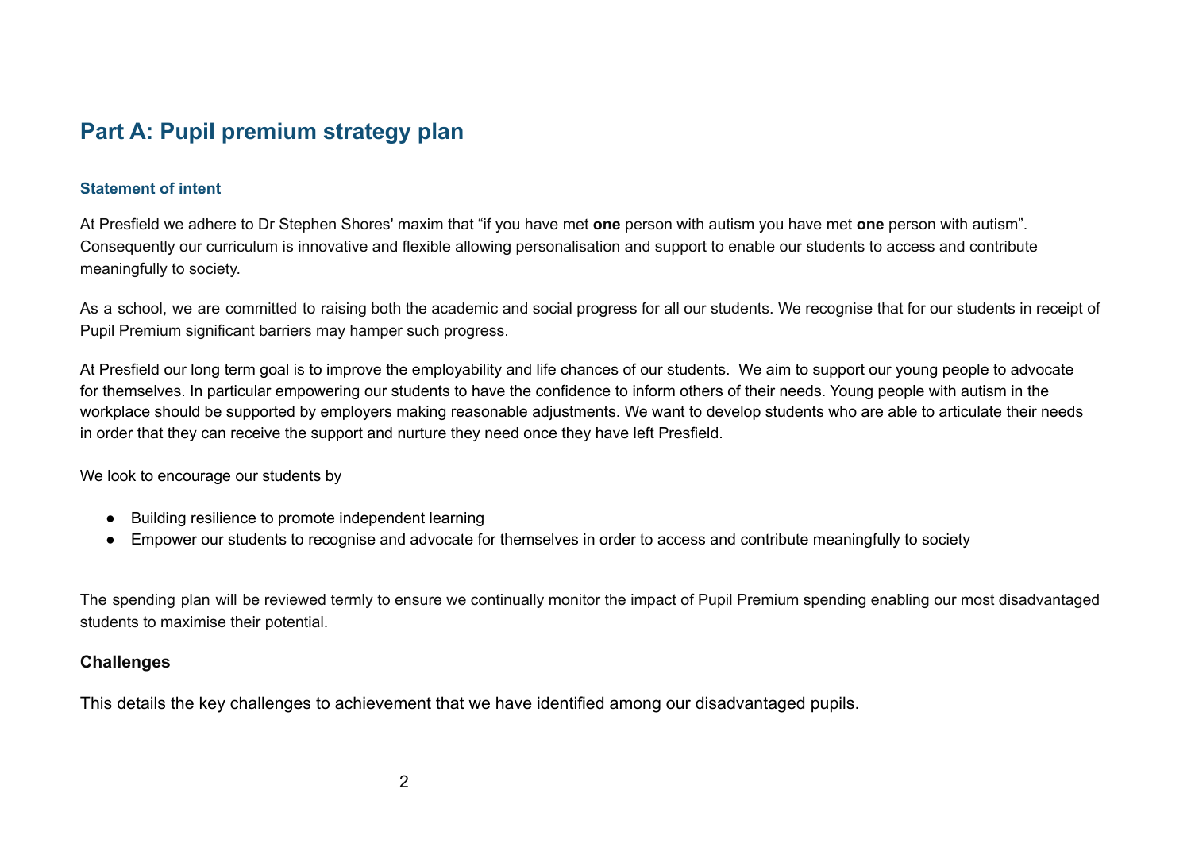# Part A: Pupil premium strategy plan

### Statement of intent

At Presfield we adhere to Dr Stephen Shores' maxim that “if you have met **one** person with autism you have met **one** person with autism”. Consequently our curriculum is innovative and flexible allowing personalisation and support to enable our students to access and contribute meaningfully to society.

As a school, we are committed to raising both the academic and social progress for all our students. We recognise that for our students in receipt of Pupil Premium significant barriers may hamper such progress.

At Presfield our long term goal is to improve the employability and life chances of our students. We aim to support our young people to advocate for themselves. In particular empowering our students to have the confidence to inform others of their needs. Young people with autism in the workplace should be supported by employers making reasonable adjustments. We want to develop students who are able to articulate their needs in order that they can receive the support and nurture they need once they have left Presfield.

We look to encourage our students by

- Building resilience to promote independent learning
- Empower our students to recognise and advocate for themselves in order to access and contribute meaningfully to society

The spending plan will be reviewed termly to ensure we continually monitor the impact of Pupil Premium spending enabling our most disadvantaged students to maximise their potential.

### Challenges

This details the key challenges to achievement that we have identified among our disadvantaged pupils.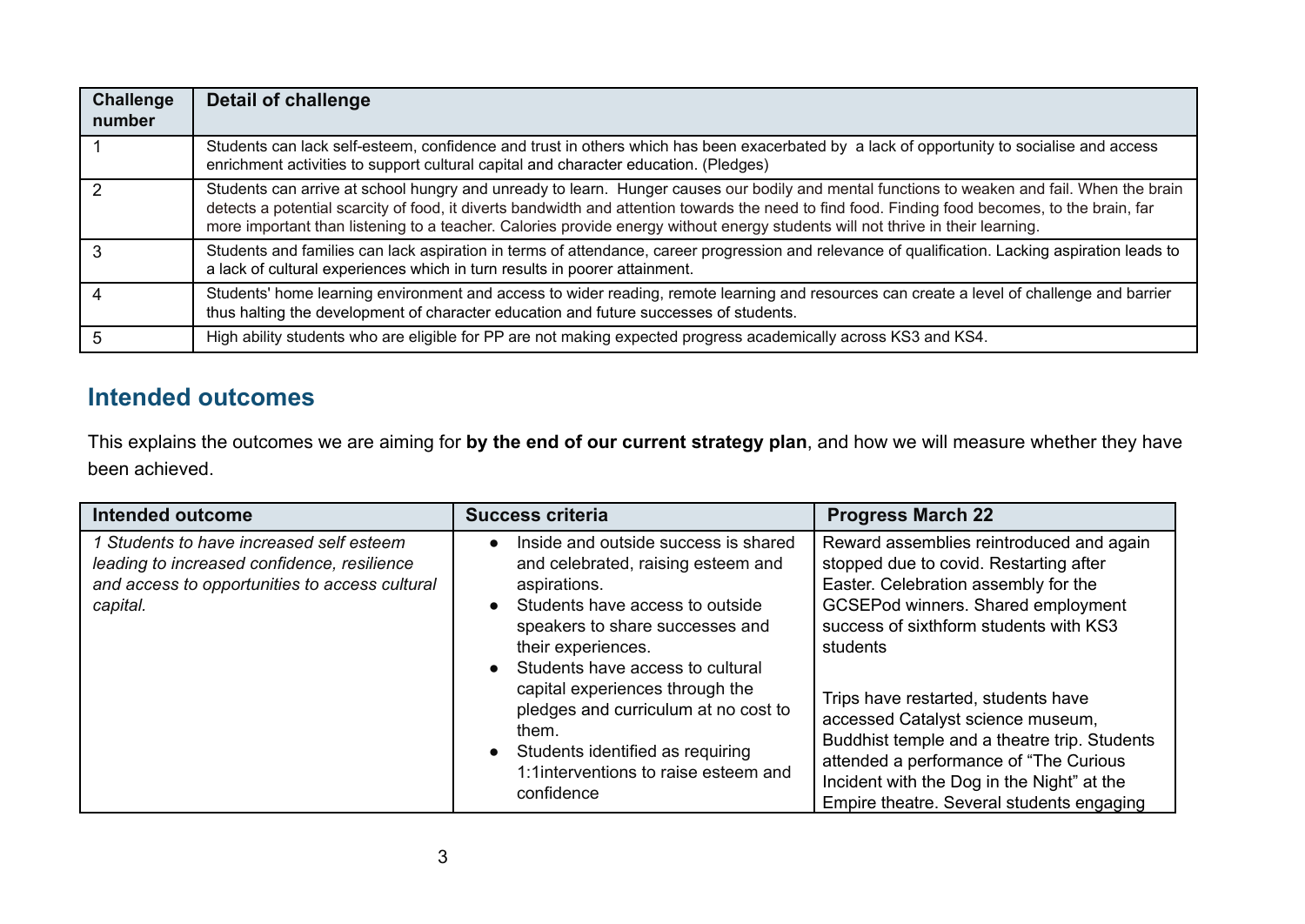| Challenge number | Detail of challenge |
|---|---|
| 1 | Students can lack self-esteem, confidence and trust in others which has been exacerbated by a lack of opportunity to socialise and access enrichment activities to support cultural capital and character education. (Pledges) |
| 2 | Students can arrive at school hungry and unready to learn. Hunger causes our bodily and mental functions to weaken and fail. When the brain detects a potential scarcity of food, it diverts bandwidth and attention towards the need to find food. Finding food becomes, to the brain, far more important than listening to a teacher. Calories provide energy without energy students will not thrive in their learning. |
| 3 | Students and families can lack aspiration in terms of attendance, career progression and relevance of qualification. Lacking aspiration leads to a lack of cultural experiences which in turn results in poorer attainment. |
| 4 | Students' home learning environment and access to wider reading, remote learning and resources can create a level of challenge and barrier thus halting the development of character education and future successes of students. |
| 5 | High ability students who are eligible for PP are not making expected progress academically across KS3 and KS4. |

## Intended outcomes

This explains the outcomes we are aiming for **by the end of our current strategy plan**, and how we will measure whether they have been achieved.

| Intended outcome | Success criteria | Progress March 22 |
|---|---|---|
| *1 Students to have increased self esteem leading to increased confidence, resilience and access to opportunities to access cultural capital.* | • Inside and outside success is shared and celebrated, raising esteem and aspirations.<br>• Students have access to outside speakers to share successes and their experiences.<br>• Students have access to cultural capital experiences through the pledges and curriculum at no cost to them.<br>• Students identified as requiring 1:1interventions to raise esteem and confidence | Reward assemblies reintroduced and again stopped due to covid. Restarting after Easter. Celebration assembly for the GCSEPod winners. Shared employment success of sixthform students with KS3 students<br><br>Trips have restarted, students have accessed Catalyst science museum, Buddhist temple and a theatre trip. Students attended a performance of "The Curious Incident with the Dog in the Night" at the Empire theatre. Several students engaging |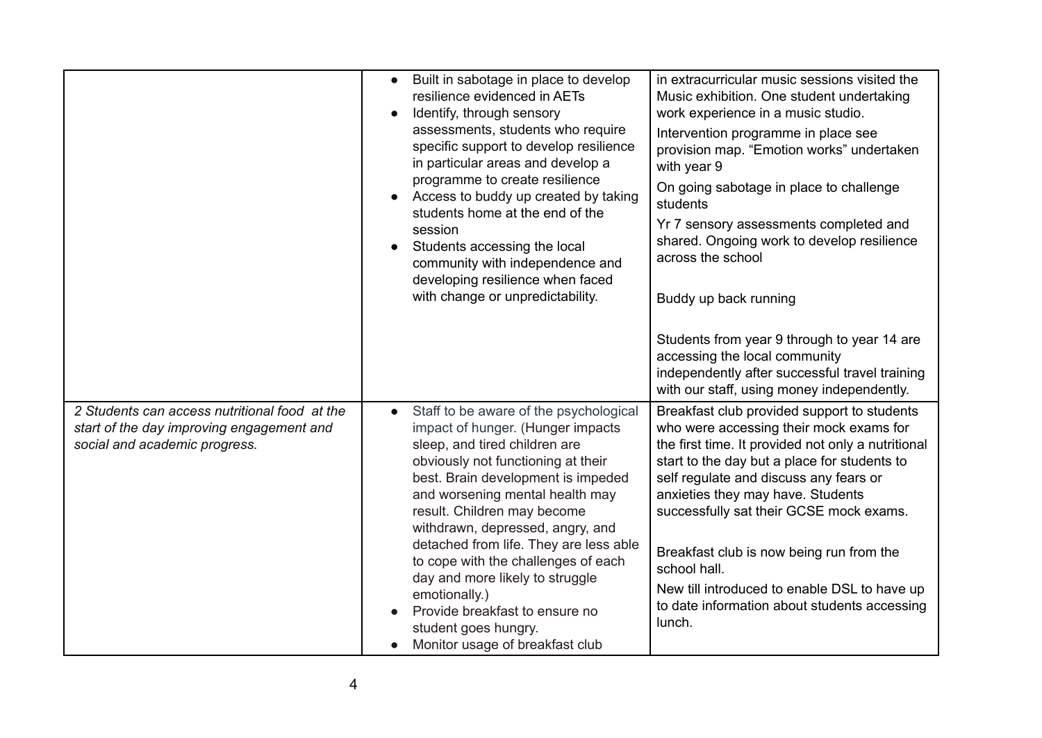| | | |
|---|---|---|
| | • Built in sabotage in place to develop resilience evidenced in AETs<br>• Identify, through sensory assessments, students who require specific support to develop resilience in particular areas and develop a programme to create resilience<br>• Access to buddy up created by taking students home at the end of the session<br>• Students accessing the local community with independence and developing resilience when faced with change or unpredictability. | in extracurricular music sessions visited the Music exhibition. One student undertaking work experience in a music studio.<br>Intervention programme in place see provision map. "Emotion works" undertaken with year 9<br>On going sabotage in place to challenge students<br>Yr 7 sensory assessments completed and shared. Ongoing work to develop resilience across the school<br><br>Buddy up back running<br><br>Students from year 9 through to year 14 are accessing the local community independently after successful travel training with our staff, using money independently. |
| *2 Students can access nutritional food at the start of the day improving engagement and social and academic progress.* | • Staff to be aware of the psychological impact of hunger. (Hunger impacts sleep, and tired children are obviously not functioning at their best. Brain development is impeded and worsening mental health may result. Children may become withdrawn, depressed, angry, and detached from life. They are less able to cope with the challenges of each day and more likely to struggle emotionally.)<br>• Provide breakfast to ensure no student goes hungry.<br>• Monitor usage of breakfast club | Breakfast club provided support to students who were accessing their mock exams for the first time. It provided not only a nutritional start to the day but a place for students to self regulate and discuss any fears or anxieties they may have. Students successfully sat their GCSE mock exams.<br><br>Breakfast club is now being run from the school hall.<br>New till introduced to enable DSL to have up to date information about students accessing lunch. |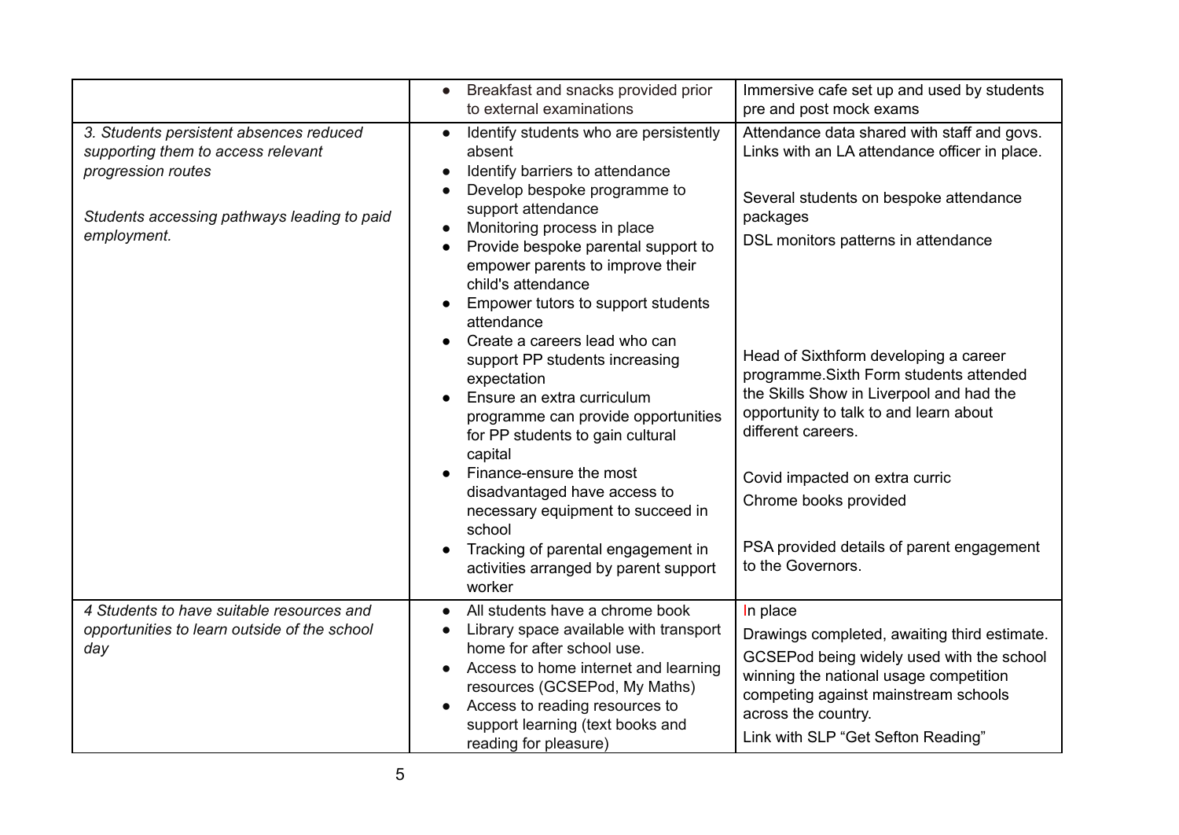| | | |
|---|---|---|
| | • Breakfast and snacks provided prior to external examinations | Immersive cafe set up and used by students pre and post mock exams |
| *3. Students persistent absences reduced supporting them to access relevant progression routes*<br><br>*Students accessing pathways leading to paid employment.* | • Identify students who are persistently absent<br>• Identify barriers to attendance<br>• Develop bespoke programme to support attendance<br>• Monitoring process in place<br>• Provide bespoke parental support to empower parents to improve their child's attendance<br>• Empower tutors to support students attendance<br>• Create a careers lead who can support PP students increasing expectation<br>• Ensure an extra curriculum programme can provide opportunities for PP students to gain cultural capital<br>• Finance-ensure the most disadvantaged have access to necessary equipment to succeed in school<br>• Tracking of parental engagement in activities arranged by parent support worker | Attendance data shared with staff and govs. Links with an LA attendance officer in place.<br><br>Several students on bespoke attendance packages<br>DSL monitors patterns in attendance<br><br>Head of Sixthform developing a career programme.Sixth Form students attended the Skills Show in Liverpool and had the opportunity to talk to and learn about different careers.<br><br>Covid impacted on extra curric<br>Chrome books provided<br><br>PSA provided details of parent engagement to the Governors. |
| *4 Students to have suitable resources and opportunities to learn outside of the school day* | • All students have a chrome book<br>• Library space available with transport home for after school use.<br>• Access to home internet and learning resources (GCSEPod, My Maths)<br>• Access to reading resources to support learning (text books and reading for pleasure) | In place<br>Drawings completed, awaiting third estimate.<br>GCSEPod being widely used with the school winning the national usage competition competing against mainstream schools across the country.<br>Link with SLP "Get Sefton Reading" |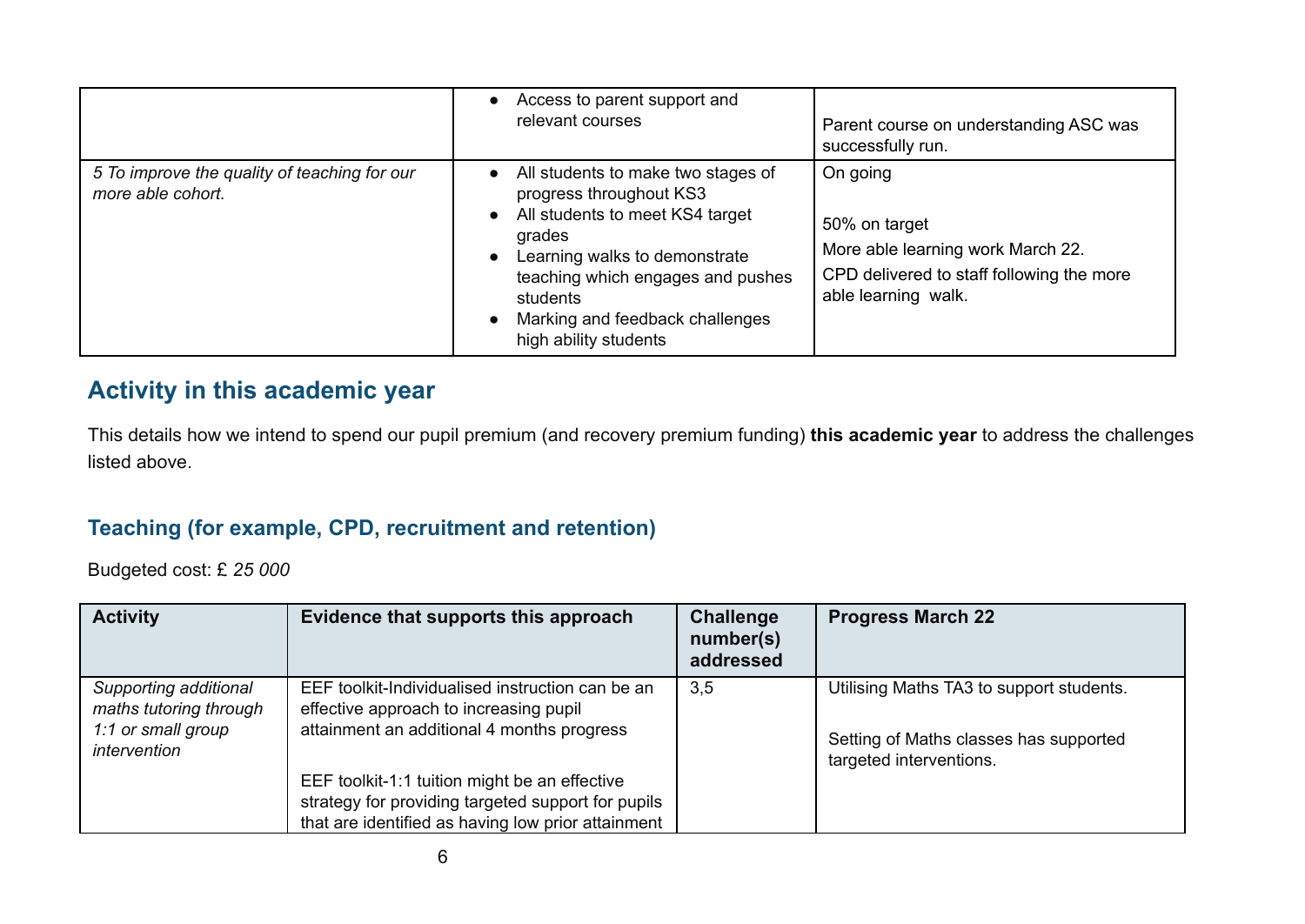| | | |
|---|---|---|
| | • Access to parent support and relevant courses | Parent course on understanding ASC was successfully run. |
| *5 To improve the quality of teaching for our more able cohort.* | • All students to make two stages of progress throughout KS3<br>• All students to meet KS4 target grades<br>• Learning walks to demonstrate teaching which engages and pushes students<br>• Marking and feedback challenges high ability students | On going<br><br>50% on target<br>More able learning work March 22.<br>CPD delivered to staff following the more able learning walk. |

## Activity in this academic year

This details how we intend to spend our pupil premium (and recovery premium funding) **this academic year** to address the challenges listed above.

### Teaching (for example, CPD, recruitment and retention)

Budgeted cost: £ *25 000*

| Activity | Evidence that supports this approach | Challenge number(s) addressed | Progress March 22 |
|---|---|---|---|
| *Supporting additional maths tutoring through 1:1 or small group intervention* | EEF toolkit-Individualised instruction can be an effective approach to increasing pupil attainment an additional 4 months progress<br><br>EEF toolkit-1:1 tuition might be an effective strategy for providing targeted support for pupils that are identified as having low prior attainment | 3,5 | Utilising Maths TA3 to support students.<br><br>Setting of Maths classes has supported targeted interventions. |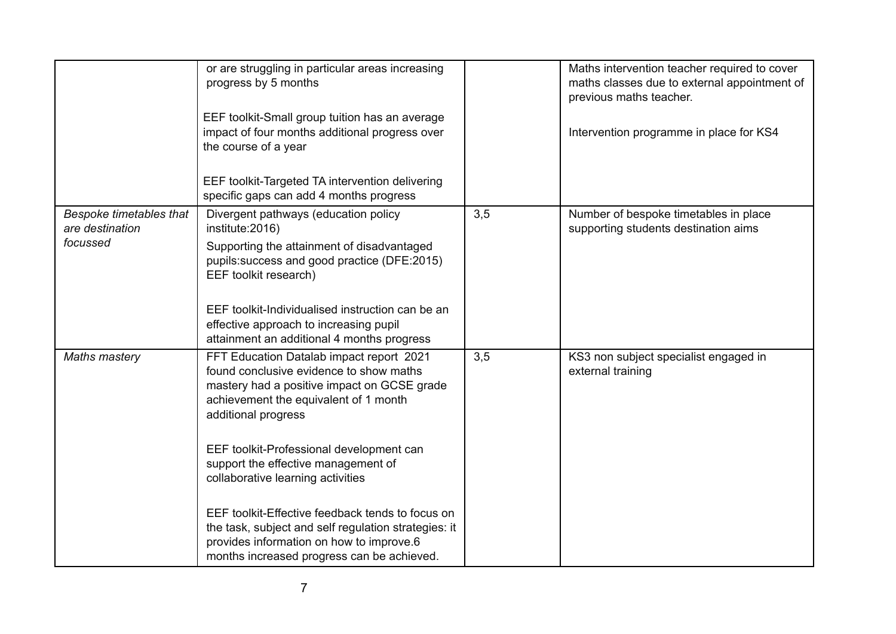| | | | |
|---|---|---|---|
| | or are struggling in particular areas increasing progress by 5 months<br><br>EEF toolkit-Small group tuition has an average impact of four months additional progress over the course of a year<br><br>EEF toolkit-Targeted TA intervention delivering specific gaps can add 4 months progress | | Maths intervention teacher required to cover maths classes due to external appointment of previous maths teacher.<br><br>Intervention programme in place for KS4 |
| *Bespoke timetables that are destination focussed* | Divergent pathways (education policy institute:2016)<br>Supporting the attainment of disadvantaged pupils:success and good practice (DFE:2015) EEF toolkit research)<br><br>EEF toolkit-Individualised instruction can be an effective approach to increasing pupil attainment an additional 4 months progress | 3,5 | Number of bespoke timetables in place supporting students destination aims |
| *Maths mastery* | FFT Education Datalab impact report 2021 found conclusive evidence to show maths mastery had a positive impact on GCSE grade achievement the equivalent of 1 month additional progress<br><br>EEF toolkit-Professional development can support the effective management of collaborative learning activities<br><br>EEF toolkit-Effective feedback tends to focus on the task, subject and self regulation strategies: it provides information on how to improve.6 months increased progress can be achieved. | 3,5 | KS3 non subject specialist engaged in external training |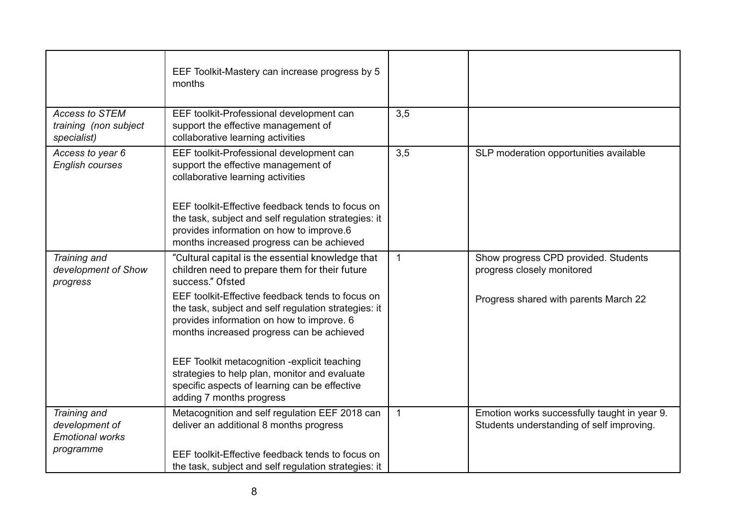| | | | |
|---|---|---|---|
| | EEF Toolkit-Mastery can increase progress by 5 months | | |
| *Access to STEM training (non subject specialist)* | EEF toolkit-Professional development can support the effective management of collaborative learning activities | 3,5 | |
| *Access to year 6 English courses* | EEF toolkit-Professional development can support the effective management of collaborative learning activities<br><br>EEF toolkit-Effective feedback tends to focus on the task, subject and self regulation strategies: it provides information on how to improve.6 months increased progress can be achieved | 3,5 | SLP moderation opportunities available |
| *Training and development of Show progress* | "Cultural capital is the essential knowledge that children need to prepare them for their future success." Ofsted<br><br>EEF toolkit-Effective feedback tends to focus on the task, subject and self regulation strategies: it provides information on how to improve. 6 months increased progress can be achieved<br><br>EEF Toolkit metacognition -explicit teaching strategies to help plan, monitor and evaluate specific aspects of learning can be effective adding 7 months progress | 1 | Show progress CPD provided. Students progress closely monitored<br><br>Progress shared with parents March 22 |
| *Training and development of Emotional works programme* | Metacognition and self regulation EEF 2018 can deliver an additional 8 months progress<br><br>EEF toolkit-Effective feedback tends to focus on the task, subject and self regulation strategies: it | 1 | Emotion works successfully taught in year 9. Students understanding of self improving. |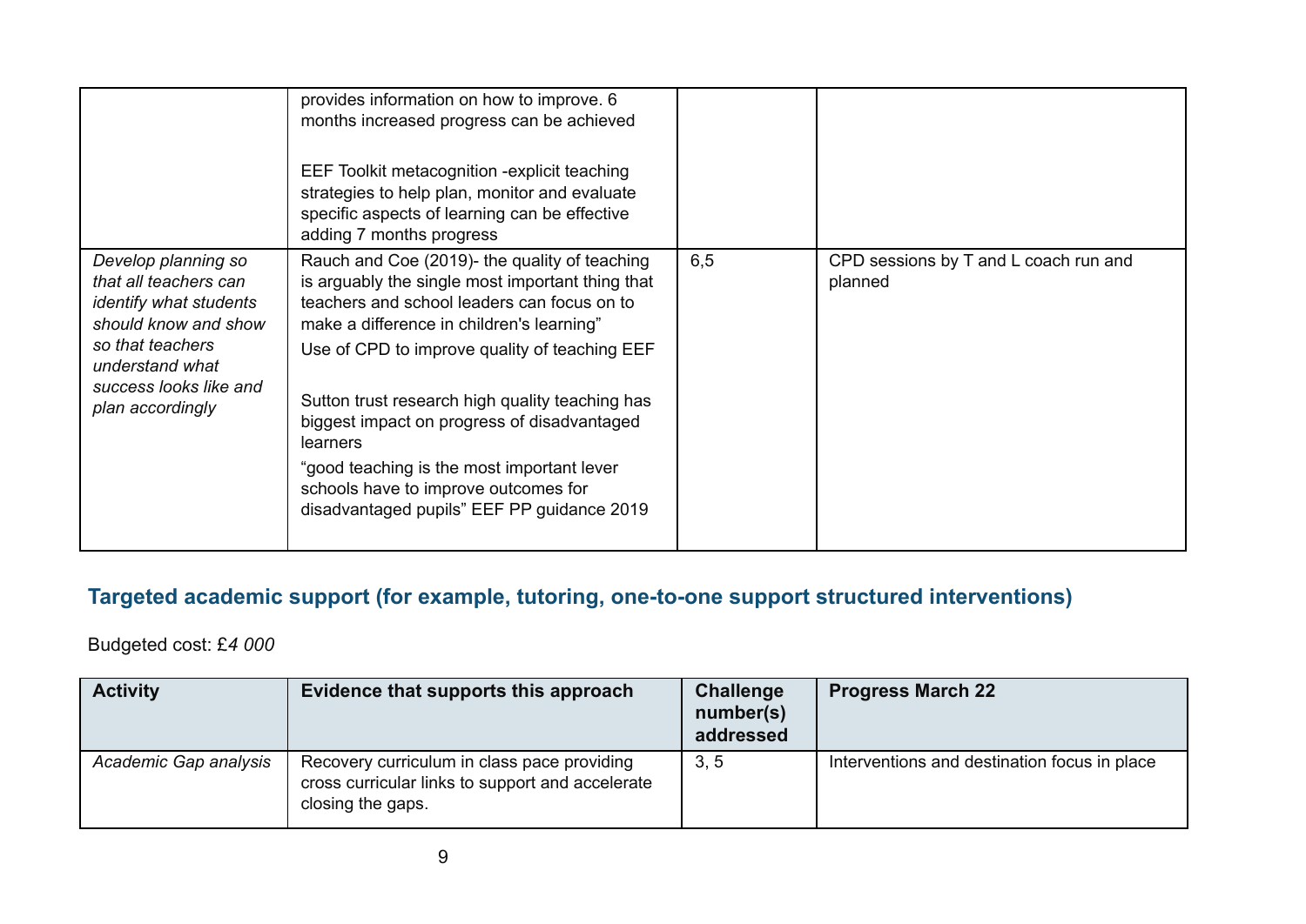| | | | |
|---|---|---|---|
| | provides information on how to improve. 6 months increased progress can be achieved<br><br>EEF Toolkit metacognition -explicit teaching strategies to help plan, monitor and evaluate specific aspects of learning can be effective adding 7 months progress | | |
| *Develop planning so that all teachers can identify what students should know and show so that teachers understand what success looks like and plan accordingly* | Rauch and Coe (2019)- the quality of teaching is arguably the single most important thing that teachers and school leaders can focus on to make a difference in children's learning"<br>Use of CPD to improve quality of teaching EEF<br><br>Sutton trust research high quality teaching has biggest impact on progress of disadvantaged learners<br>"good teaching is the most important lever schools have to improve outcomes for disadvantaged pupils" EEF PP guidance 2019 | 6,5 | CPD sessions by T and L coach run and planned |

## Targeted academic support (for example, tutoring, one-to-one support structured interventions)

Budgeted cost: £*4 000*

| Activity | Evidence that supports this approach | Challenge number(s) addressed | Progress March 22 |
|---|---|---|---|
| *Academic Gap analysis* | Recovery curriculum in class pace providing cross curricular links to support and accelerate closing the gaps. | 3, 5 | Interventions and destination focus in place |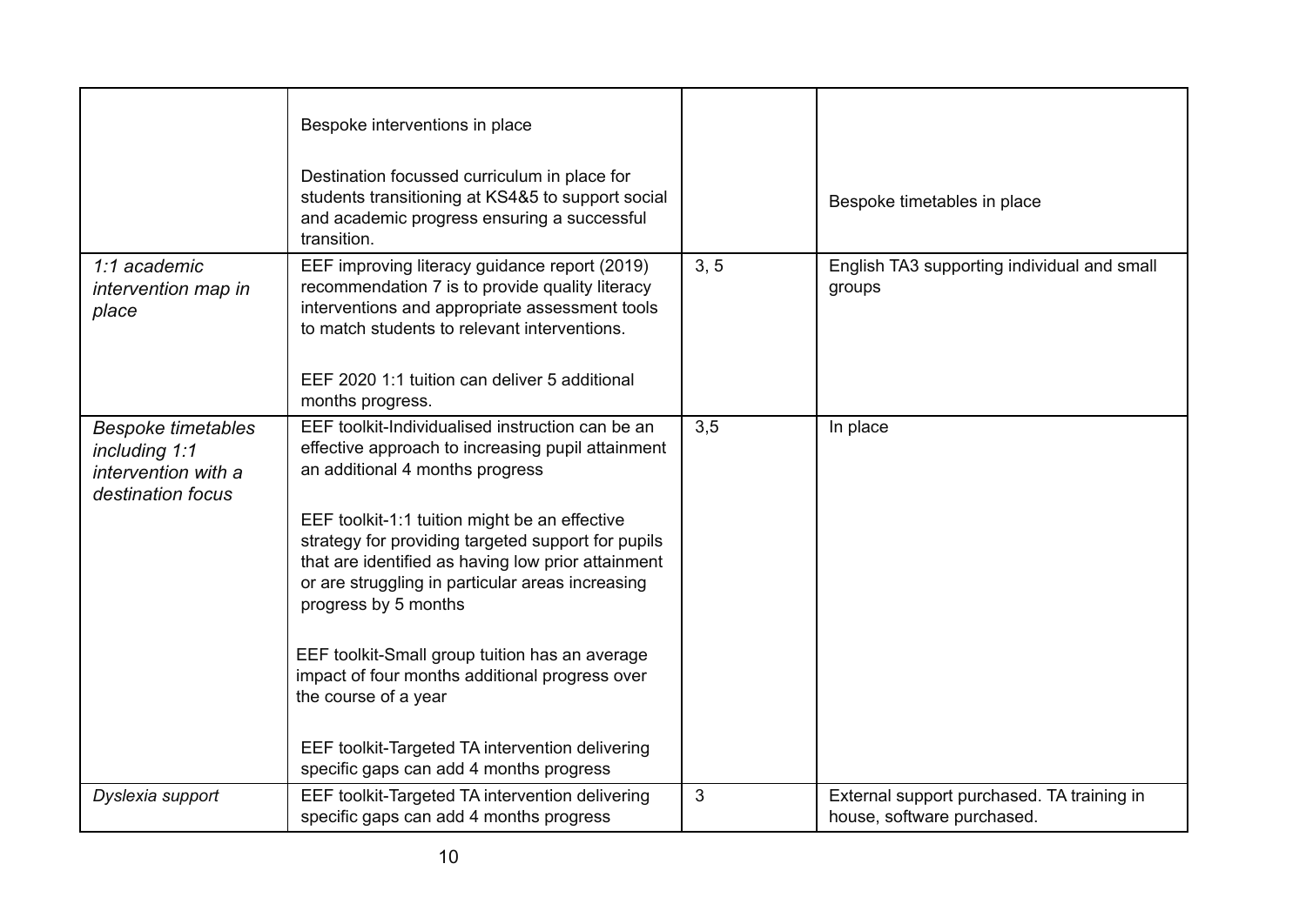| | | | |
|---|---|---|---|
| | Bespoke interventions in place<br><br>Destination focussed curriculum in place for students transitioning at KS4&5 to support social and academic progress ensuring a successful transition. | | Bespoke timetables in place |
| *1:1 academic intervention map in place* | EEF improving literacy guidance report (2019) recommendation 7 is to provide quality literacy interventions and appropriate assessment tools to match students to relevant interventions.<br><br>EEF 2020 1:1 tuition can deliver 5 additional months progress. | 3, 5 | English TA3 supporting individual and small groups |
| *Bespoke timetables including 1:1 intervention with a destination focus* | EEF toolkit-Individualised instruction can be an effective approach to increasing pupil attainment an additional 4 months progress<br><br>EEF toolkit-1:1 tuition might be an effective strategy for providing targeted support for pupils that are identified as having low prior attainment or are struggling in particular areas increasing progress by 5 months<br><br>EEF toolkit-Small group tuition has an average impact of four months additional progress over the course of a year<br><br>EEF toolkit-Targeted TA intervention delivering specific gaps can add 4 months progress | 3,5 | In place |
| *Dyslexia support* | EEF toolkit-Targeted TA intervention delivering specific gaps can add 4 months progress | 3 | External support purchased. TA training in house, software purchased. |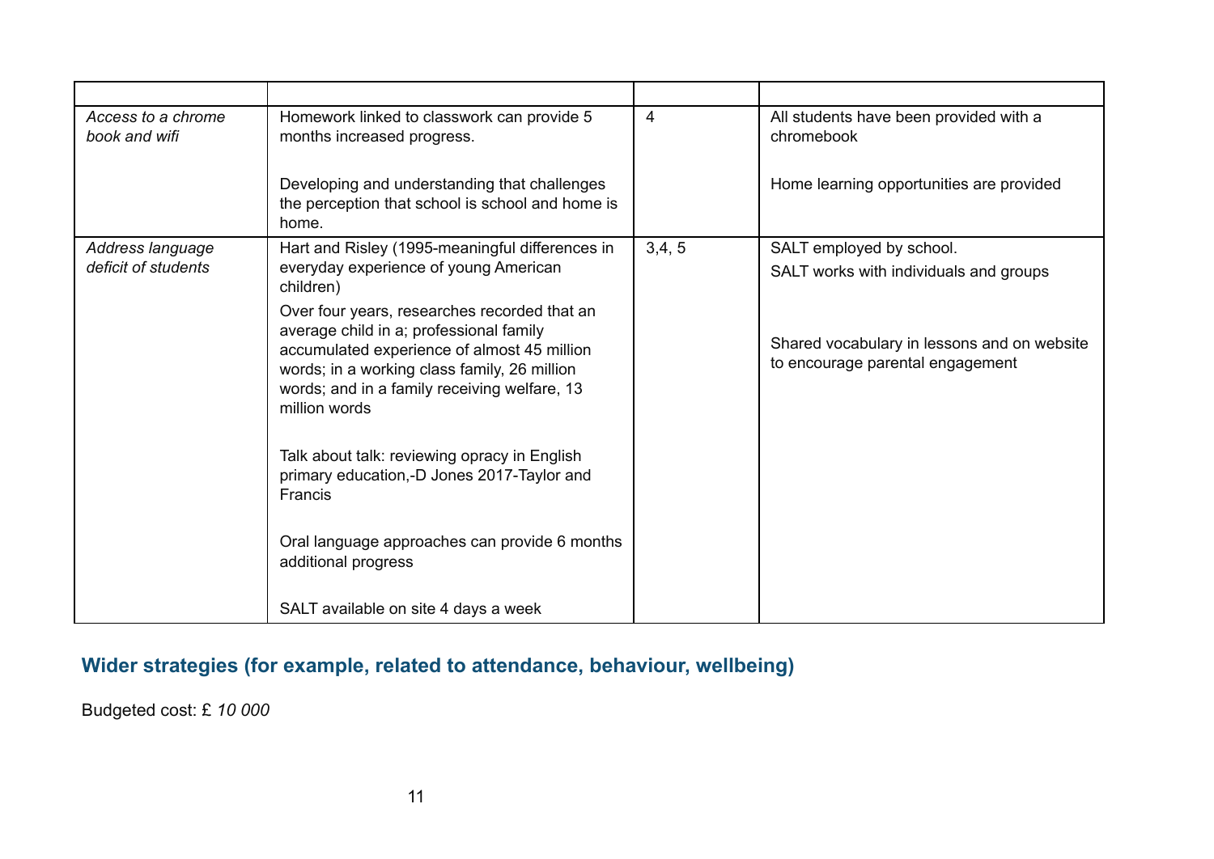| | | | |
|---|---|---|---|
| *Access to a chrome book and wifi* | Homework linked to classwork can provide 5 months increased progress.<br><br>Developing and understanding that challenges the perception that school is school and home is home. | 4 | All students have been provided with a chromebook<br><br>Home learning opportunities are provided |
| *Address language deficit of students* | Hart and Risley (1995-meaningful differences in everyday experience of young American children)<br>Over four years, researches recorded that an average child in a; professional family accumulated experience of almost 45 million words; in a working class family, 26 million words; and in a family receiving welfare, 13 million words<br><br>Talk about talk: reviewing opracy in English primary education,-D Jones 2017-Taylor and Francis<br><br>Oral language approaches can provide 6 months additional progress<br><br>SALT available on site 4 days a week | 3,4, 5 | SALT employed by school.<br>SALT works with individuals and groups<br><br>Shared vocabulary in lessons and on website to encourage parental engagement |

## Wider strategies (for example, related to attendance, behaviour, wellbeing)

Budgeted cost: £ *10 000*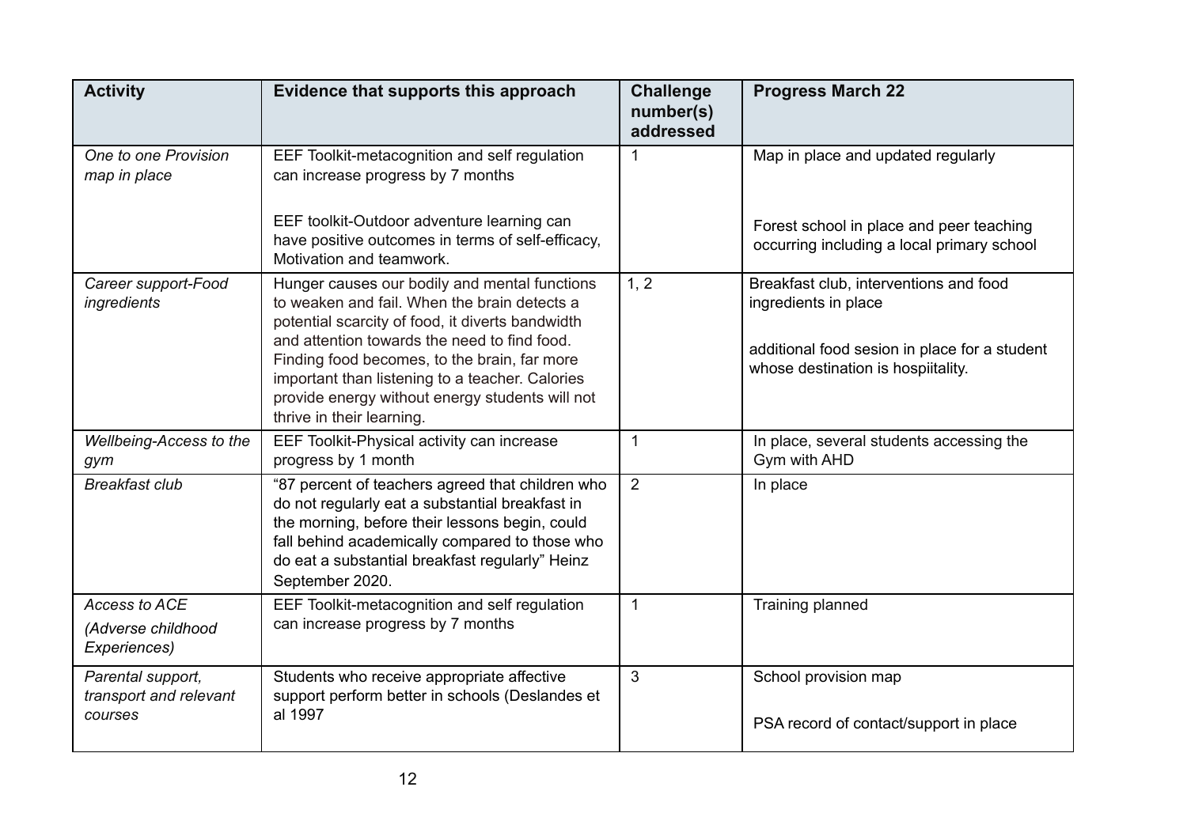| Activity | Evidence that supports this approach | Challenge number(s) addressed | Progress March 22 |
|---|---|---|---|
| *One to one Provision map in place* | EEF Toolkit-metacognition and self regulation can increase progress by 7 months<br><br>EEF toolkit-Outdoor adventure learning can have positive outcomes in terms of self-efficacy, Motivation and teamwork. | 1 | Map in place and updated regularly<br><br>Forest school in place and peer teaching occurring including a local primary school |
| *Career support-Food ingredients* | Hunger causes our bodily and mental functions to weaken and fail. When the brain detects a potential scarcity of food, it diverts bandwidth and attention towards the need to find food. Finding food becomes, to the brain, far more important than listening to a teacher. Calories provide energy without energy students will not thrive in their learning. | 1, 2 | Breakfast club, interventions and food ingredients in place<br><br>additional food sesion in place for a student whose destination is hospiitality. |
| *Wellbeing-Access to the gym* | EEF Toolkit-Physical activity can increase progress by 1 month | 1 | In place, several students accessing the Gym with AHD |
| *Breakfast club* | "87 percent of teachers agreed that children who do not regularly eat a substantial breakfast in the morning, before their lessons begin, could fall behind academically compared to those who do eat a substantial breakfast regularly" Heinz September 2020. | 2 | In place |
| *Access to ACE*<br><br>*(Adverse childhood Experiences)* | EEF Toolkit-metacognition and self regulation can increase progress by 7 months | 1 | Training planned |
| *Parental support, transport and relevant courses* | Students who receive appropriate affective support perform better in schools (Deslandes et al 1997 | 3 | School provision map<br><br>PSA record of contact/support in place |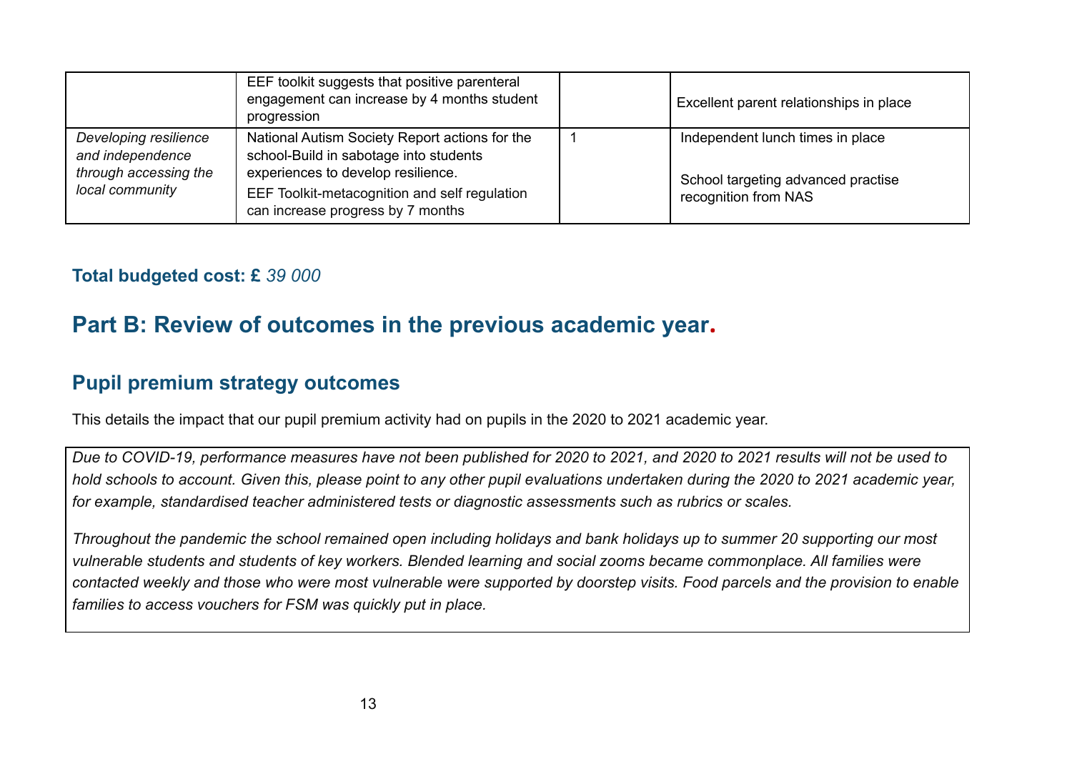| | | | |
|---|---|---|---|
| | EEF toolkit suggests that positive parenteral engagement can increase by 4 months student progression | | Excellent parent relationships in place |
| *Developing resilience and independence through accessing the local community* | National Autism Society Report actions for the school-Build in sabotage into students experiences to develop resilience.<br>EEF Toolkit-metacognition and self regulation can increase progress by 7 months | 1 | Independent lunch times in place<br><br>School targeting advanced practise recognition from NAS |

**Total budgeted cost: £** *39 000*

# Part B: Review of outcomes in the previous academic year.

## Pupil premium strategy outcomes

This details the impact that our pupil premium activity had on pupils in the 2020 to 2021 academic year.

| |
|---|
| *Due to COVID-19, performance measures have not been published for 2020 to 2021, and 2020 to 2021 results will not be used to hold schools to account. Given this, please point to any other pupil evaluations undertaken during the 2020 to 2021 academic year, for example, standardised teacher administered tests or diagnostic assessments such as rubrics or scales.*<br><br>*Throughout the pandemic the school remained open including holidays and bank holidays up to summer 20 supporting our most vulnerable students and students of key workers. Blended learning and social zooms became commonplace. All families were contacted weekly and those who were most vulnerable were supported by doorstep visits. Food parcels and the provision to enable families to access vouchers for FSM was quickly put in place.* |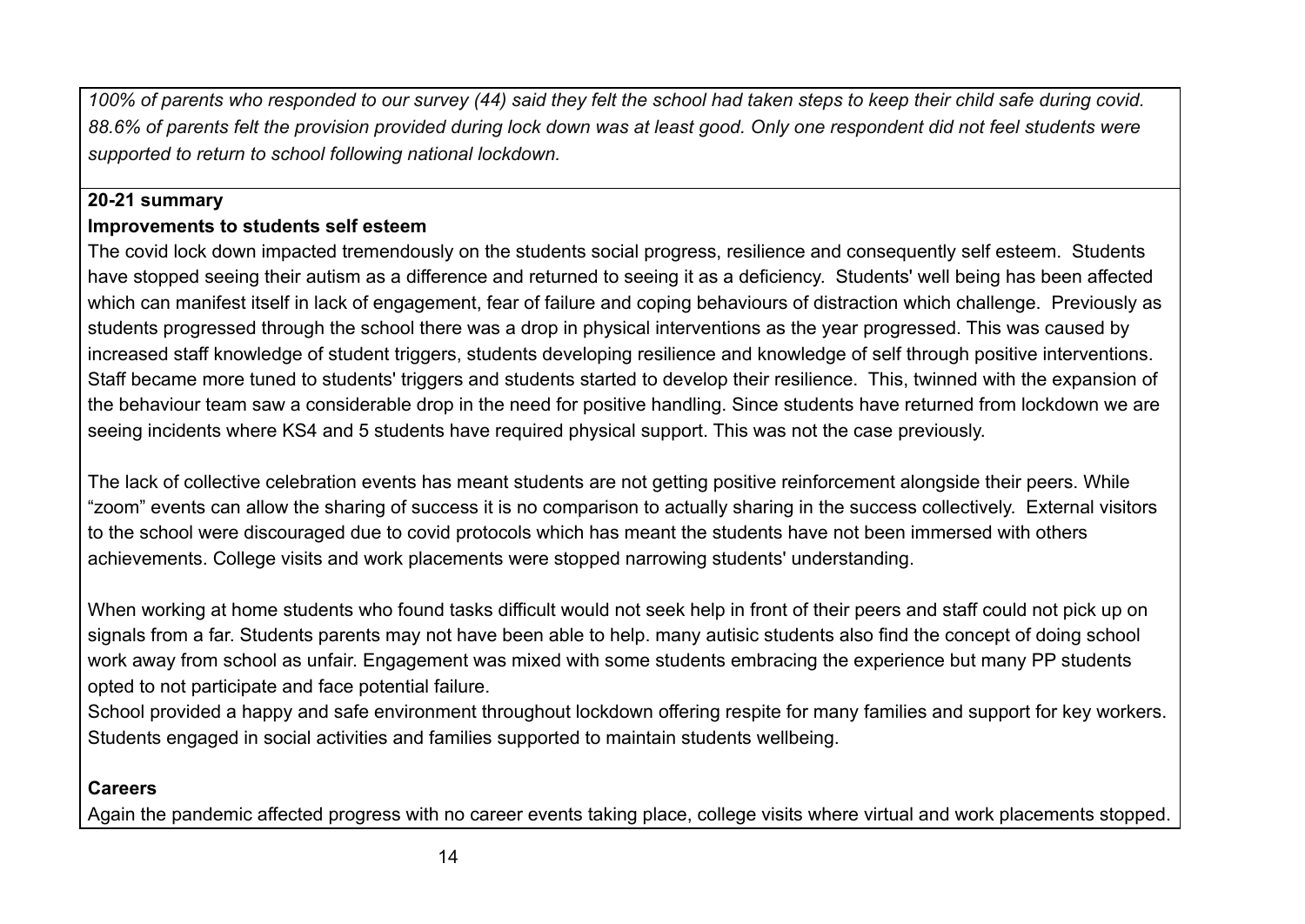*100% of parents who responded to our survey (44) said they felt the school had taken steps to keep their child safe during covid. 88.6% of parents felt the provision provided during lock down was at least good. Only one respondent did not feel students were supported to return to school following national lockdown.*

**20-21 summary**

**Improvements to students self esteem**

The covid lock down impacted tremendously on the students social progress, resilience and consequently self esteem. Students have stopped seeing their autism as a difference and returned to seeing it as a deficiency. Students' well being has been affected which can manifest itself in lack of engagement, fear of failure and coping behaviours of distraction which challenge. Previously as students progressed through the school there was a drop in physical interventions as the year progressed. This was caused by increased staff knowledge of student triggers, students developing resilience and knowledge of self through positive interventions. Staff became more tuned to students' triggers and students started to develop their resilience. This, twinned with the expansion of the behaviour team saw a considerable drop in the need for positive handling. Since students have returned from lockdown we are seeing incidents where KS4 and 5 students have required physical support. This was not the case previously.

The lack of collective celebration events has meant students are not getting positive reinforcement alongside their peers. While "zoom" events can allow the sharing of success it is no comparison to actually sharing in the success collectively. External visitors to the school were discouraged due to covid protocols which has meant the students have not been immersed with others achievements. College visits and work placements were stopped narrowing students' understanding.

When working at home students who found tasks difficult would not seek help in front of their peers and staff could not pick up on signals from a far. Students parents may not have been able to help. many autisic students also find the concept of doing school work away from school as unfair. Engagement was mixed with some students embracing the experience but many PP students opted to not participate and face potential failure.

School provided a happy and safe environment throughout lockdown offering respite for many families and support for key workers. Students engaged in social activities and families supported to maintain students wellbeing.

**Careers**

Again the pandemic affected progress with no career events taking place, college visits where virtual and work placements stopped.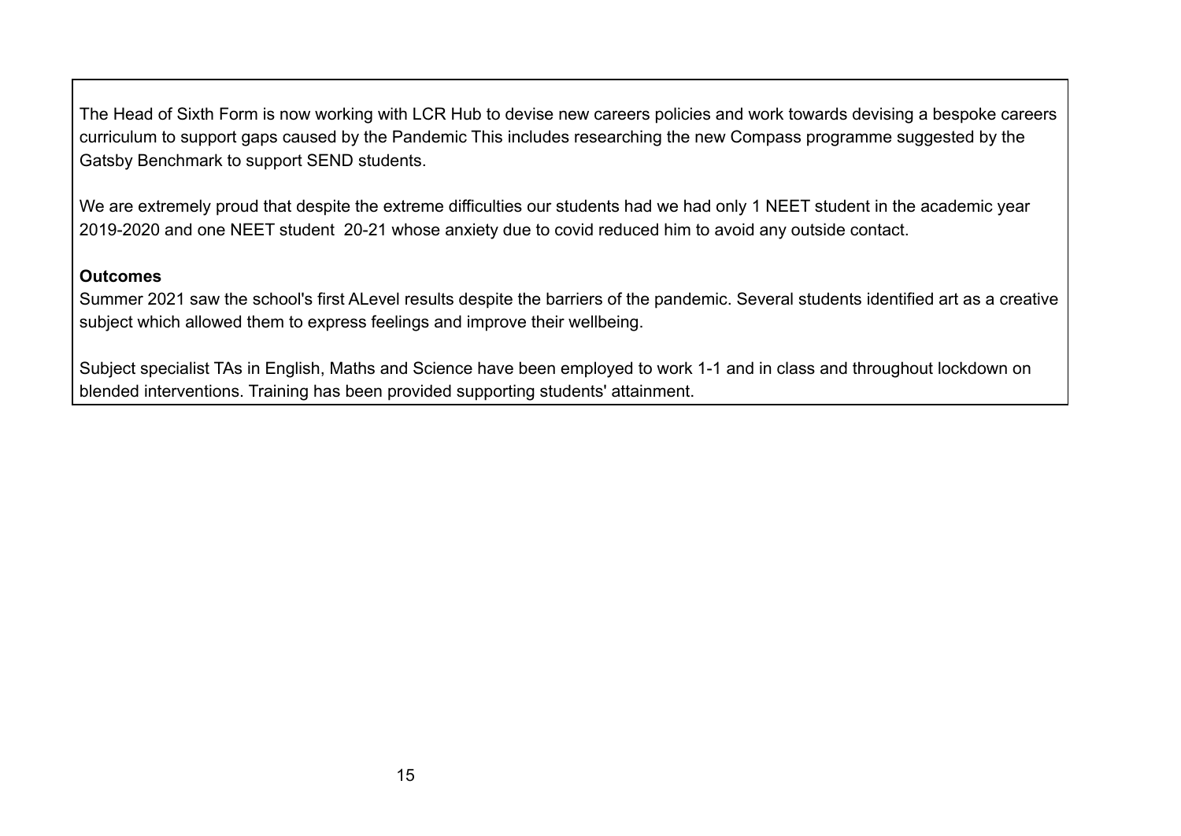The Head of Sixth Form is now working with LCR Hub to devise new careers policies and work towards devising a bespoke careers curriculum to support gaps caused by the Pandemic This includes researching the new Compass programme suggested by the Gatsby Benchmark to support SEND students.

We are extremely proud that despite the extreme difficulties our students had we had only 1 NEET student in the academic year 2019-2020 and one NEET student 20-21 whose anxiety due to covid reduced him to avoid any outside contact.

**Outcomes**

Summer 2021 saw the school's first ALevel results despite the barriers of the pandemic. Several students identified art as a creative subject which allowed them to express feelings and improve their wellbeing.

Subject specialist TAs in English, Maths and Science have been employed to work 1-1 and in class and throughout lockdown on blended interventions. Training has been provided supporting students' attainment.